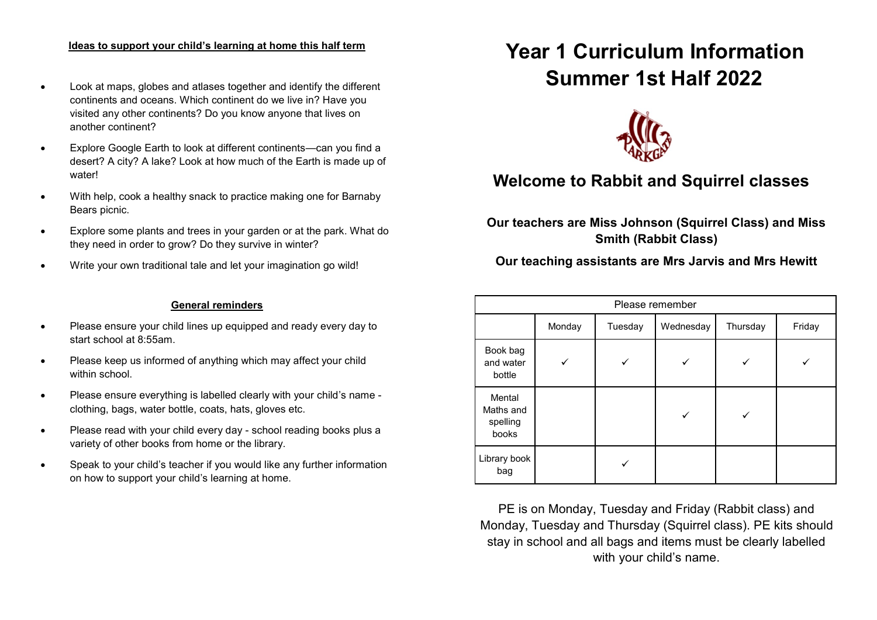# Year 1 Curriculum Information Summer 1st Half 2022

## Welcome to Rabbit and Squirrel classes

**Our teachers are Miss Johnson (Squirrel Class) and Miss Smith (Rabbit Class)**

**Our teaching assistants are Mrs Jarvis and Mrs Hewitt**

| Please remember | | | | | |
|---|---|---|---|---|---|
| | Monday | Tuesday | Wednesday | Thursday | Friday |
| Book bag and water bottle | ✓ | ✓ | ✓ | ✓ | ✓ |
| Mental Maths and spelling books | | | ✓ | ✓ | |
| Library book bag | | ✓ | | | |

PE is on Monday, Tuesday and Friday (Rabbit class) and Monday, Tuesday and Thursday (Squirrel class). PE kits should stay in school and all bags and items must be clearly labelled with your child's name.

**Ideas to support your child's learning at home this half term**

- Look at maps, globes and atlases together and identify the different continents and oceans. Which continent do we live in? Have you visited any other continents? Do you know anyone that lives on another continent?
- Explore Google Earth to look at different continents—can you find a desert? A city? A lake? Look at how much of the Earth is made up of water!
- With help, cook a healthy snack to practice making one for Barnaby Bears picnic.
- Explore some plants and trees in your garden or at the park. What do they need in order to grow? Do they survive in winter?
- Write your own traditional tale and let your imagination go wild!

**General reminders**

- Please ensure your child lines up equipped and ready every day to start school at 8:55am.
- Please keep us informed of anything which may affect your child within school.
- Please ensure everything is labelled clearly with your child's name - clothing, bags, water bottle, coats, hats, gloves etc.
- Please read with your child every day - school reading books plus a variety of other books from home or the library.
- Speak to your child's teacher if you would like any further information on how to support your child's learning at home.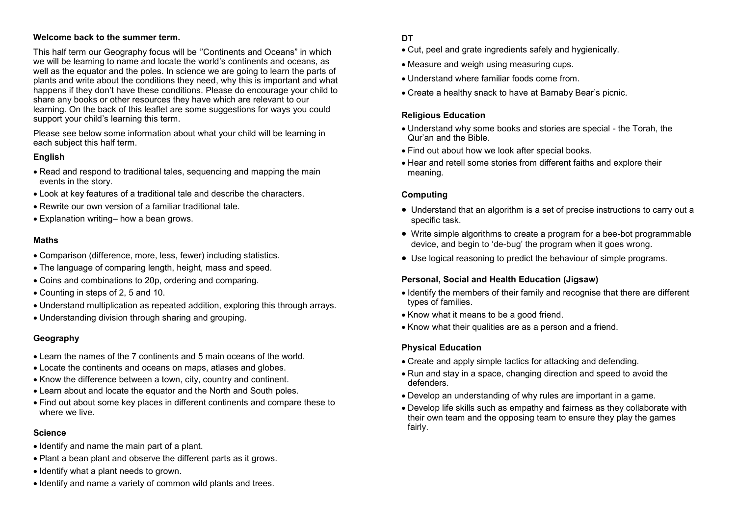**Welcome back to the summer term.**

This half term our Geography focus will be ''Continents and Oceans" in which we will be learning to name and locate the world's continents and oceans, as well as the equator and the poles. In science we are going to learn the parts of plants and write about the conditions they need, why this is important and what happens if they don't have these conditions. Please do encourage your child to share any books or other resources they have which are relevant to our learning. On the back of this leaflet are some suggestions for ways you could support your child's learning this term.

Please see below some information about what your child will be learning in each subject this half term.

**English**

- Read and respond to traditional tales, sequencing and mapping the main events in the story.
- Look at key features of a traditional tale and describe the characters.
- Rewrite our own version of a familiar traditional tale.
- Explanation writing– how a bean grows.

**Maths**

- Comparison (difference, more, less, fewer) including statistics.
- The language of comparing length, height, mass and speed.
- Coins and combinations to 20p, ordering and comparing.
- Counting in steps of 2, 5 and 10.
- Understand multiplication as repeated addition, exploring this through arrays.
- Understanding division through sharing and grouping.

**Geography**

- Learn the names of the 7 continents and 5 main oceans of the world.
- Locate the continents and oceans on maps, atlases and globes.
- Know the difference between a town, city, country and continent.
- Learn about and locate the equator and the North and South poles.
- Find out about some key places in different continents and compare these to where we live.

**Science**

- Identify and name the main part of a plant.
- Plant a bean plant and observe the different parts as it grows.
- Identify what a plant needs to grown.
- Identify and name a variety of common wild plants and trees.

**DT**

- Cut, peel and grate ingredients safely and hygienically.
- Measure and weigh using measuring cups.
- Understand where familiar foods come from.
- Create a healthy snack to have at Barnaby Bear's picnic.

**Religious Education**

- Understand why some books and stories are special - the Torah, the Qur'an and the Bible.
- Find out about how we look after special books.
- Hear and retell some stories from different faiths and explore their meaning.

**Computing**

- Understand that an algorithm is a set of precise instructions to carry out a specific task.
- Write simple algorithms to create a program for a bee-bot programmable device, and begin to 'de-bug' the program when it goes wrong.
- Use logical reasoning to predict the behaviour of simple programs.

**Personal, Social and Health Education (Jigsaw)**

- Identify the members of their family and recognise that there are different types of families.
- Know what it means to be a good friend.
- Know what their qualities are as a person and a friend.

**Physical Education**

- Create and apply simple tactics for attacking and defending.
- Run and stay in a space, changing direction and speed to avoid the defenders.
- Develop an understanding of why rules are important in a game.
- Develop life skills such as empathy and fairness as they collaborate with their own team and the opposing team to ensure they play the games fairly.